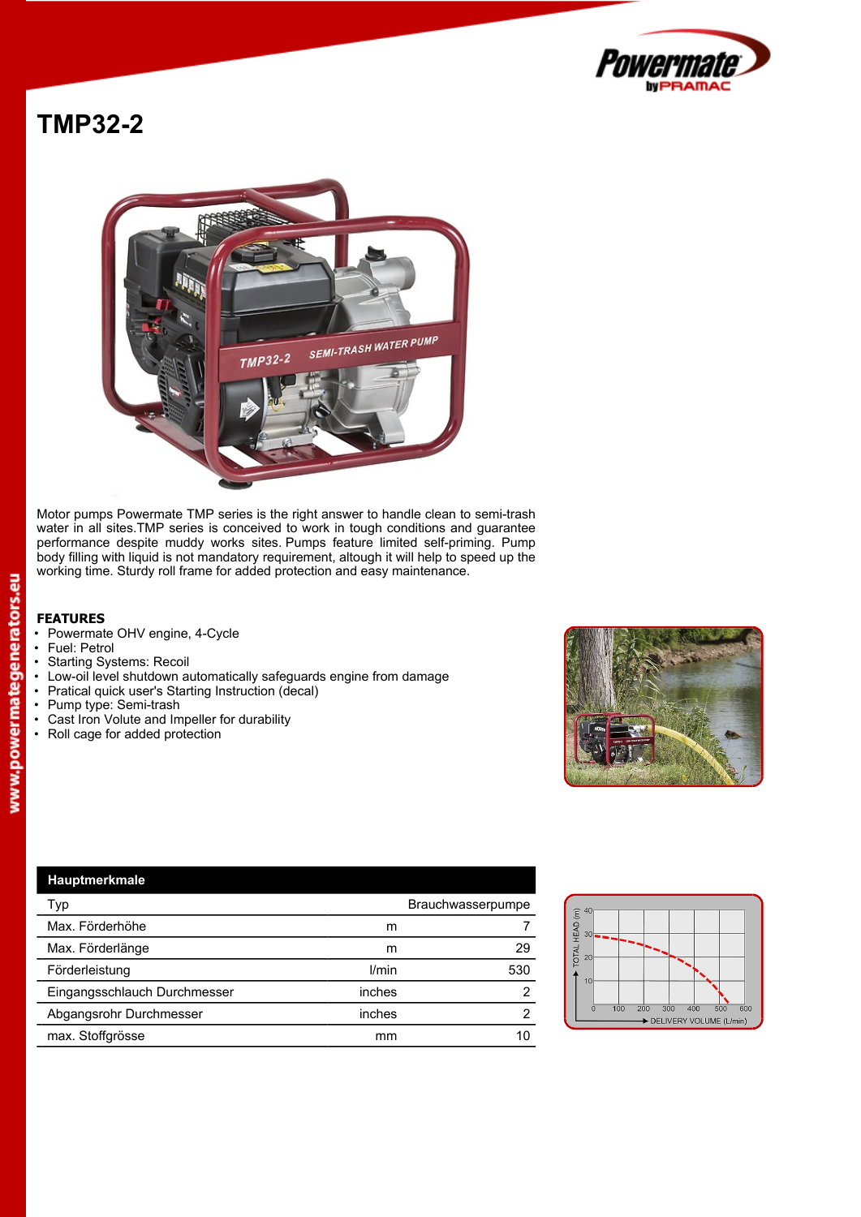# TMP32-2

Motor pumps Powermate TMP series is the right answer to handle clean to semi-trash water in all sites.TMP series is conceived to work in tough conditions and guarantee performance despite muddy works sites. Pumps feature limited self-priming. Pump body filling with liquid is not mandatory requirement, altough it will help to speed up the working time. Sturdy roll frame for added protection and easy maintenance.

## FEATURES

- Powermate OHV engine, 4-Cycle
- Fuel: Petrol
- Starting Systems: Recoil
- Low-oil level shutdown automatically safeguards engine from damage
- Pratical quick user's Starting Instruction (decal)
- Pump type: Semi-trash
- Cast Iron Volute and Impeller for durability
- Roll cage for added protection

| Hauptmerkmale | | |
|---|---|---|
| Typ | | Brauchwasserpumpe |
| Max. Förderhöhe | m | 7 |
| Max. Förderlänge | m | 29 |
| Förderleistung | l/min | 530 |
| Eingangsschlauch Durchmesser | inches | 2 |
| Abgangsrohr Durchmesser | inches | 2 |
| max. Stoffgrösse | mm | 10 |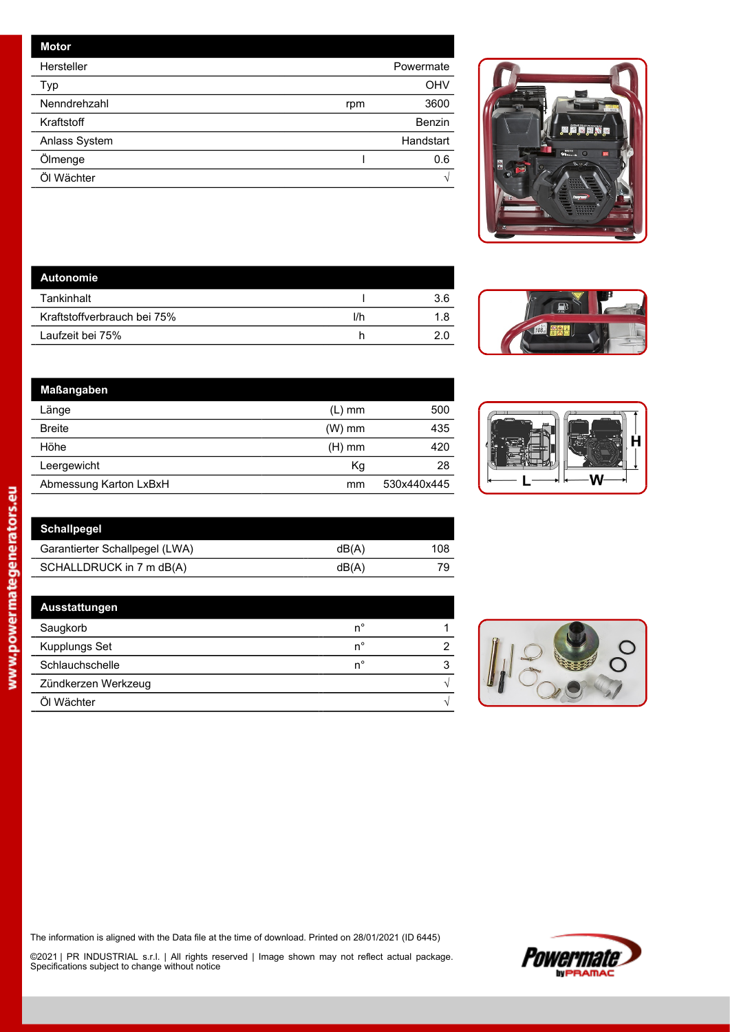| Motor | | |
| --- | --- | --- |
| Hersteller | | Powermate |
| Typ | | OHV |
| Nenndrehzahl | rpm | 3600 |
| Kraftstoff | | Benzin |
| Anlass System | | Handstart |
| Ölmenge | l | 0.6 |
| Öl Wächter | | √ |

| Autonomie | | |
| --- | --- | --- |
| Tankinhalt | l | 3.6 |
| Kraftstoffverbrauch bei 75% | l/h | 1.8 |
| Laufzeit bei 75% | h | 2.0 |

| Maßangaben | | |
| --- | --- | --- |
| Länge | (L) mm | 500 |
| Breite | (W) mm | 435 |
| Höhe | (H) mm | 420 |
| Leergewicht | Kg | 28 |
| Abmessung Karton LxBxH | mm | 530x440x445 |

| Schallpegel | | |
| --- | --- | --- |
| Garantierter Schallpegel (LWA) | dB(A) | 108 |
| SCHALLDRUCK in 7 m dB(A) | dB(A) | 79 |

| Ausstattungen | | |
| --- | --- | --- |
| Saugkorb | n° | 1 |
| Kupplungs Set | n° | 2 |
| Schlauchschelle | n° | 3 |
| Zündkerzen Werkzeug | | √ |
| Öl Wächter | | √ |

The information is aligned with the Data file at the time of download. Printed on 28/01/2021 (ID 6445)

©2021 | PR INDUSTRIAL s.r.l. | All rights reserved | Image shown may not reflect actual package. Specifications subject to change without notice